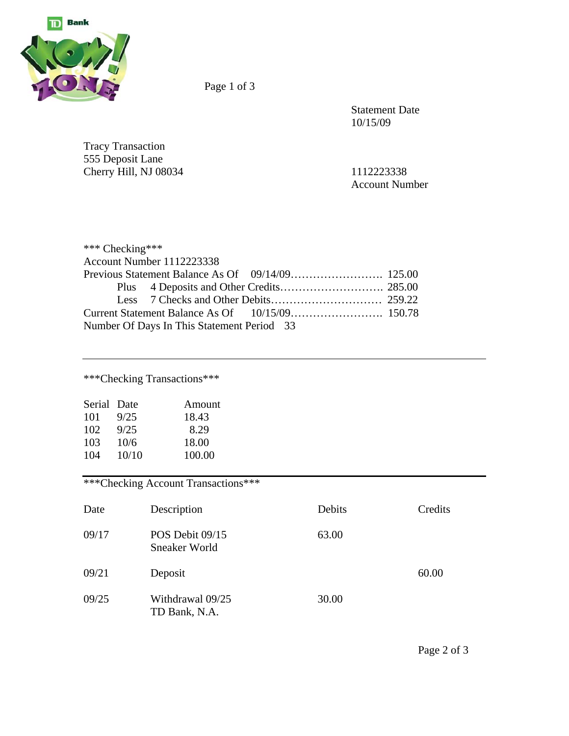TD Bank WOW! ZONE

Statement Date
10/15/09

Tracy Transaction
555 Deposit Lane
Cherry Hill, NJ 08034

1112223338
Account Number

*** Checking***
Account Number 1112223338

Previous Statement Balance As Of 09/14/09……………………. 125.00
Plus 4 Deposits and Other Credits………………………. 285.00
Less 7 Checks and Other Debits………………………… 259.22
Current Statement Balance As Of 10/15/09……………………. 150.78
Number Of Days In This Statement Period 33

***Checking Transactions***

| Serial | Date | Amount |
|---|---|---|
| 101 | 9/25 | 18.43 |
| 102 | 9/25 | 8.29 |
| 103 | 10/6 | 18.00 |
| 104 | 10/10 | 100.00 |

***Checking Account Transactions***

| Date | Description | Debits | Credits |
|---|---|---|---|
| 09/17 | POS Debit 09/15 Sneaker World | 63.00 | |
| 09/21 | Deposit | | 60.00 |
| 09/25 | Withdrawal 09/25 TD Bank, N.A. | 30.00 | |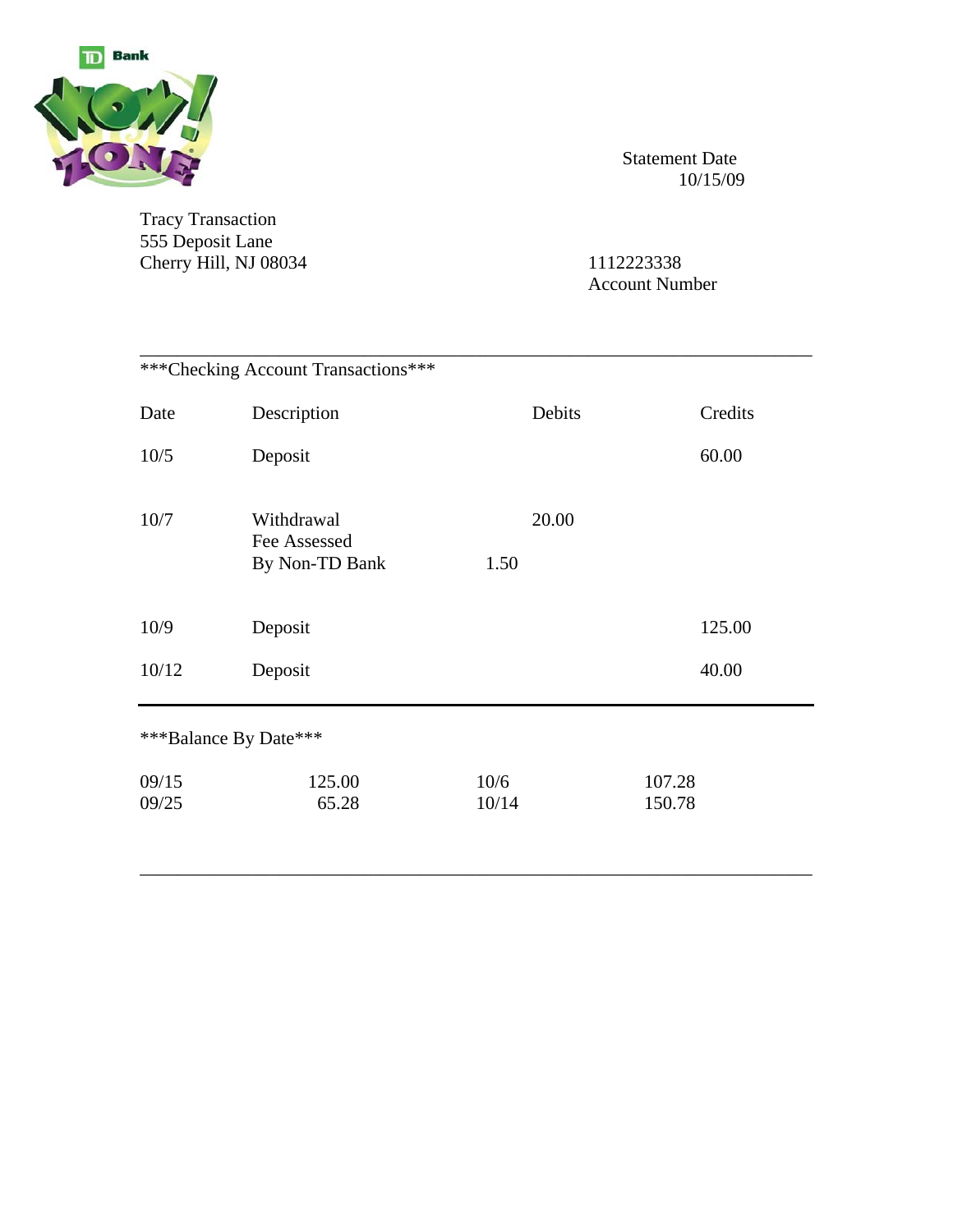TD Bank WOW! ZONE

Statement Date
10/15/09

Tracy Transaction
555 Deposit Lane
Cherry Hill, NJ 08034

1112223338
Account Number

***Checking Account Transactions***

| Date | Description | | Debits | Credits |
|---|---|---|---|---|
| 10/5 | Deposit | | | 60.00 |
| 10/7 | Withdrawal | | 20.00 | |
| | Fee Assessed By Non-TD Bank | 1.50 | | |
| 10/9 | Deposit | | | 125.00 |
| 10/12 | Deposit | | | 40.00 |

***Balance By Date***

| | | | |
|---|---|---|---|
| 09/15 | 125.00 | 10/6 | 107.28 |
| 09/25 | 65.28 | 10/14 | 150.78 |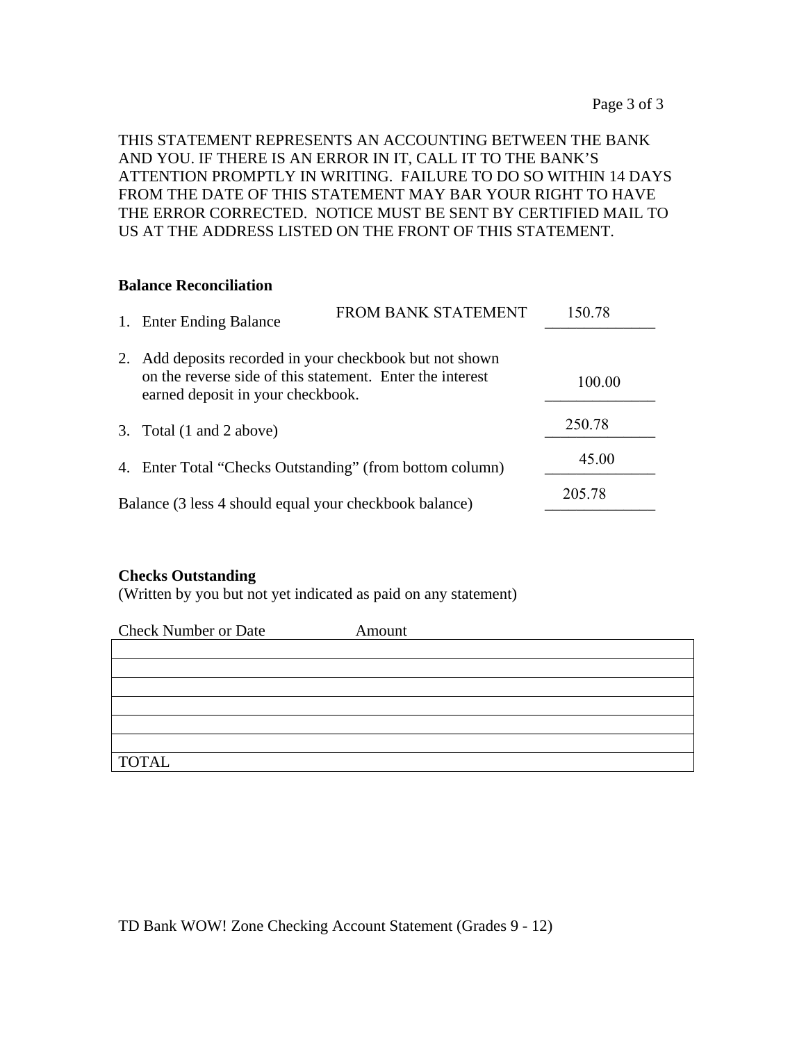THIS STATEMENT REPRESENTS AN ACCOUNTING BETWEEN THE BANK AND YOU. IF THERE IS AN ERROR IN IT, CALL IT TO THE BANK'S ATTENTION PROMPTLY IN WRITING. FAILURE TO DO SO WITHIN 14 DAYS FROM THE DATE OF THIS STATEMENT MAY BAR YOUR RIGHT TO HAVE THE ERROR CORRECTED. NOTICE MUST BE SENT BY CERTIFIED MAIL TO US AT THE ADDRESS LISTED ON THE FRONT OF THIS STATEMENT.

**Balance Reconciliation**

1. Enter Ending Balance FROM BANK STATEMENT 150.78
2. Add deposits recorded in your checkbook but not shown on the reverse side of this statement. Enter the interest earned deposit in your checkbook. 100.00
3. Total (1 and 2 above) 250.78
4. Enter Total "Checks Outstanding" (from bottom column) 45.00

Balance (3 less 4 should equal your checkbook balance) 205.78

**Checks Outstanding**

(Written by you but not yet indicated as paid on any statement)

| Check Number or Date | Amount |
|---|---|
| | |
| | |
| | |
| | |
| | |
| | |
| TOTAL | |